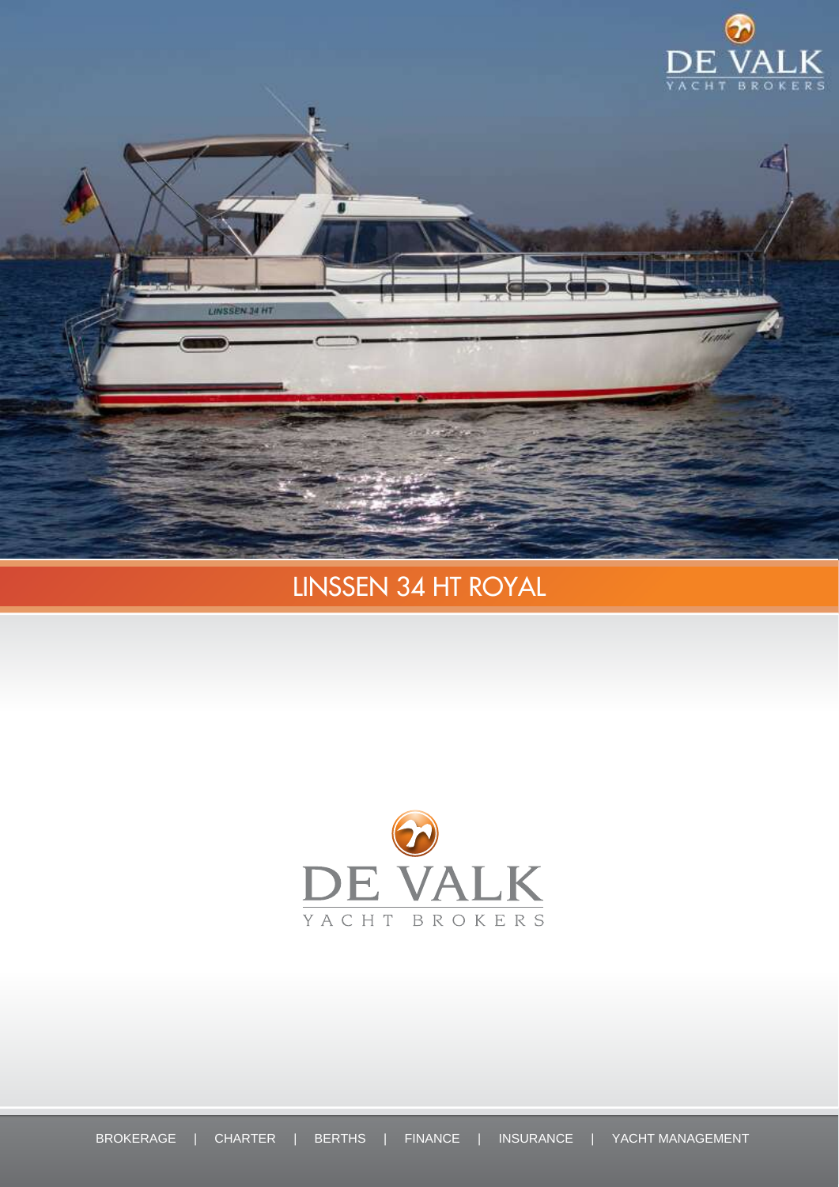DE VALK
YACHT BROKERS

# LINSSEN 34 HT ROYAL

DE VALK
YACHT BROKERS

BROKERAGE | CHARTER | BERTHS | FINANCE | INSURANCE | YACHT MANAGEMENT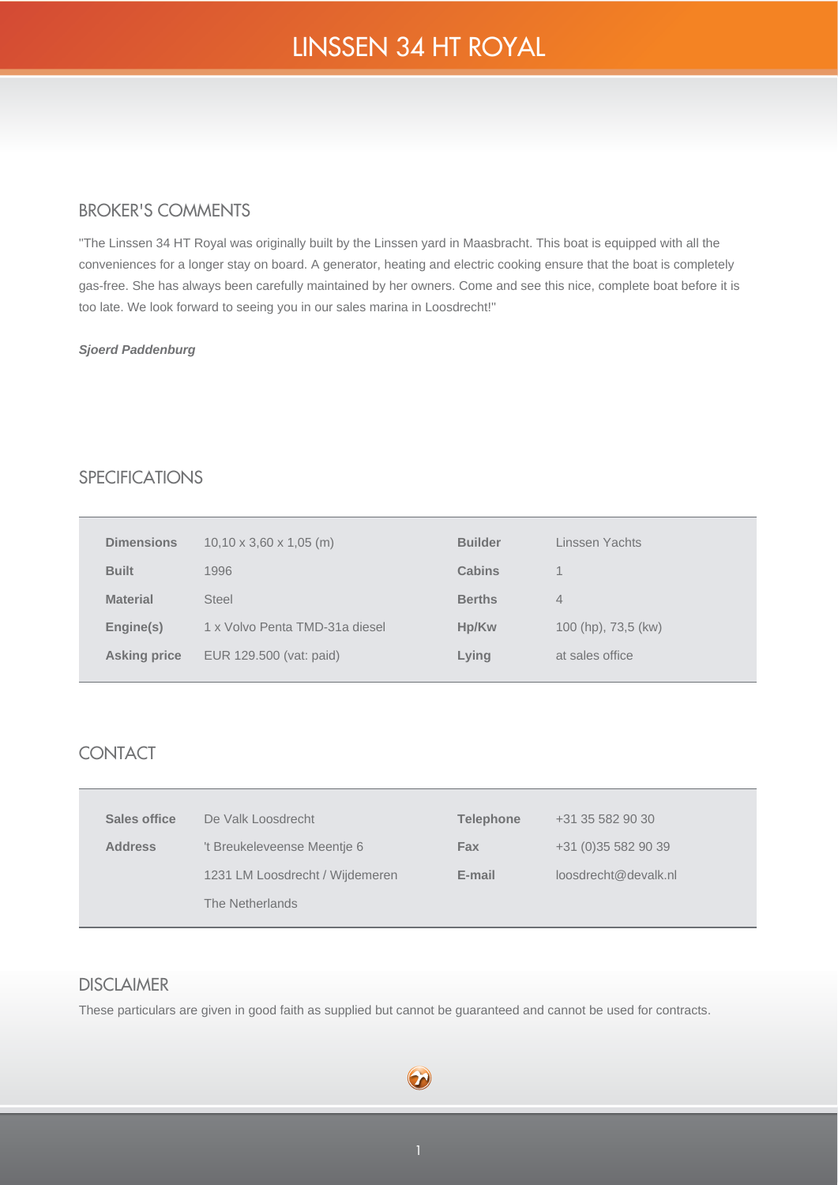# LINSSEN 34 HT ROYAL

## BROKER'S COMMENTS

"The Linssen 34 HT Royal was originally built by the Linssen yard in Maasbracht. This boat is equipped with all the conveniences for a longer stay on board. A generator, heating and electric cooking ensure that the boat is completely gas-free. She has always been carefully maintained by her owners. Come and see this nice, complete boat before it is too late. We look forward to seeing you in our sales marina in Loosdrecht!"

***Sjoerd Paddenburg***

## SPECIFICATIONS

| | | | |
|---|---|---|---|
| **Dimensions** | 10,10 x 3,60 x 1,05 (m) | **Builder** | Linssen Yachts |
| **Built** | 1996 | **Cabins** | 1 |
| **Material** | Steel | **Berths** | 4 |
| **Engine(s)** | 1 x Volvo Penta TMD-31a diesel | **Hp/Kw** | 100 (hp), 73,5 (kw) |
| **Asking price** | EUR 129.500 (vat: paid) | **Lying** | at sales office |

## CONTACT

| | | | |
|---|---|---|---|
| **Sales office** | De Valk Loosdrecht | **Telephone** | +31 35 582 90 30 |
| **Address** | 't Breukeleveense Meentje 6 | **Fax** | +31 (0)35 582 90 39 |
| | 1231 LM Loosdrecht / Wijdemeren | **E-mail** | loosdrecht@devalk.nl |
| | The Netherlands | | |

## DISCLAIMER

These particulars are given in good faith as supplied but cannot be guaranteed and cannot be used for contracts.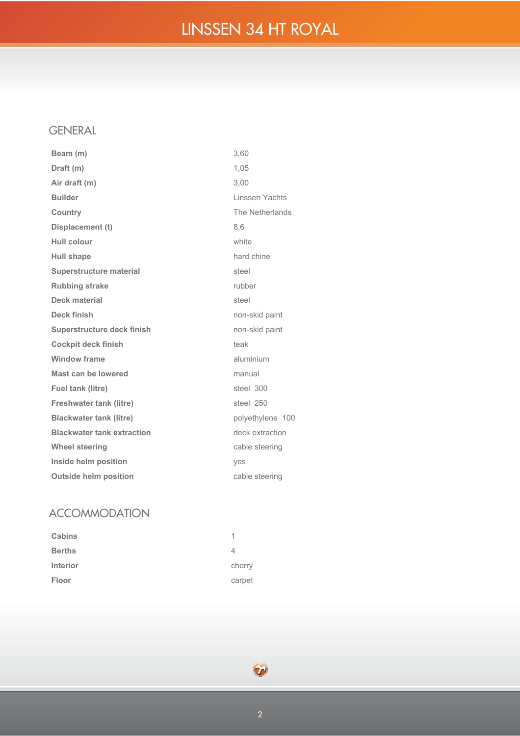# LINSSEN 34 HT ROYAL

## GENERAL

| | |
|---|---|
| **Beam (m)** | 3,60 |
| **Draft (m)** | 1,05 |
| **Air draft (m)** | 3,00 |
| **Builder** | Linssen Yachts |
| **Country** | The Netherlands |
| **Displacement (t)** | 8,6 |
| **Hull colour** | white |
| **Hull shape** | hard chine |
| **Superstructure material** | steel |
| **Rubbing strake** | rubber |
| **Deck material** | steel |
| **Deck finish** | non-skid paint |
| **Superstructure deck finish** | non-skid paint |
| **Cockpit deck finish** | teak |
| **Window frame** | aluminium |
| **Mast can be lowered** | manual |
| **Fuel tank (litre)** | steel 300 |
| **Freshwater tank (litre)** | steel 250 |
| **Blackwater tank (litre)** | polyethylene 100 |
| **Blackwater tank extraction** | deck extraction |
| **Wheel steering** | cable steering |
| **Inside helm position** | yes |
| **Outside helm position** | cable steering |

## ACCOMMODATION

| | |
|---|---|
| **Cabins** | 1 |
| **Berths** | 4 |
| **Interior** | cherry |
| **Floor** | carpet |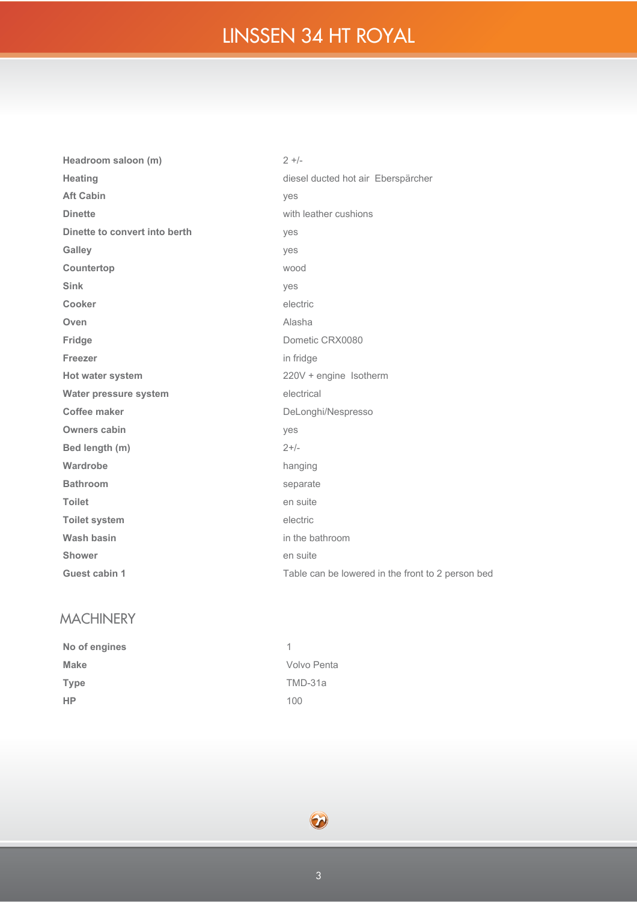# LINSSEN 34 HT ROYAL

| | |
|---|---|
| **Headroom saloon (m)** | 2 +/- |
| **Heating** | diesel ducted hot air Eberspärcher |
| **Aft Cabin** | yes |
| **Dinette** | with leather cushions |
| **Dinette to convert into berth** | yes |
| **Galley** | yes |
| **Countertop** | wood |
| **Sink** | yes |
| **Cooker** | electric |
| **Oven** | Alasha |
| **Fridge** | Dometic CRX0080 |
| **Freezer** | in fridge |
| **Hot water system** | 220V + engine Isotherm |
| **Water pressure system** | electrical |
| **Coffee maker** | DeLonghi/Nespresso |
| **Owners cabin** | yes |
| **Bed length (m)** | 2+/- |
| **Wardrobe** | hanging |
| **Bathroom** | separate |
| **Toilet** | en suite |
| **Toilet system** | electric |
| **Wash basin** | in the bathroom |
| **Shower** | en suite |
| **Guest cabin 1** | Table can be lowered in the front to 2 person bed |

## MACHINERY

| | |
|---|---|
| **No of engines** | 1 |
| **Make** | Volvo Penta |
| **Type** | TMD-31a |
| **HP** | 100 |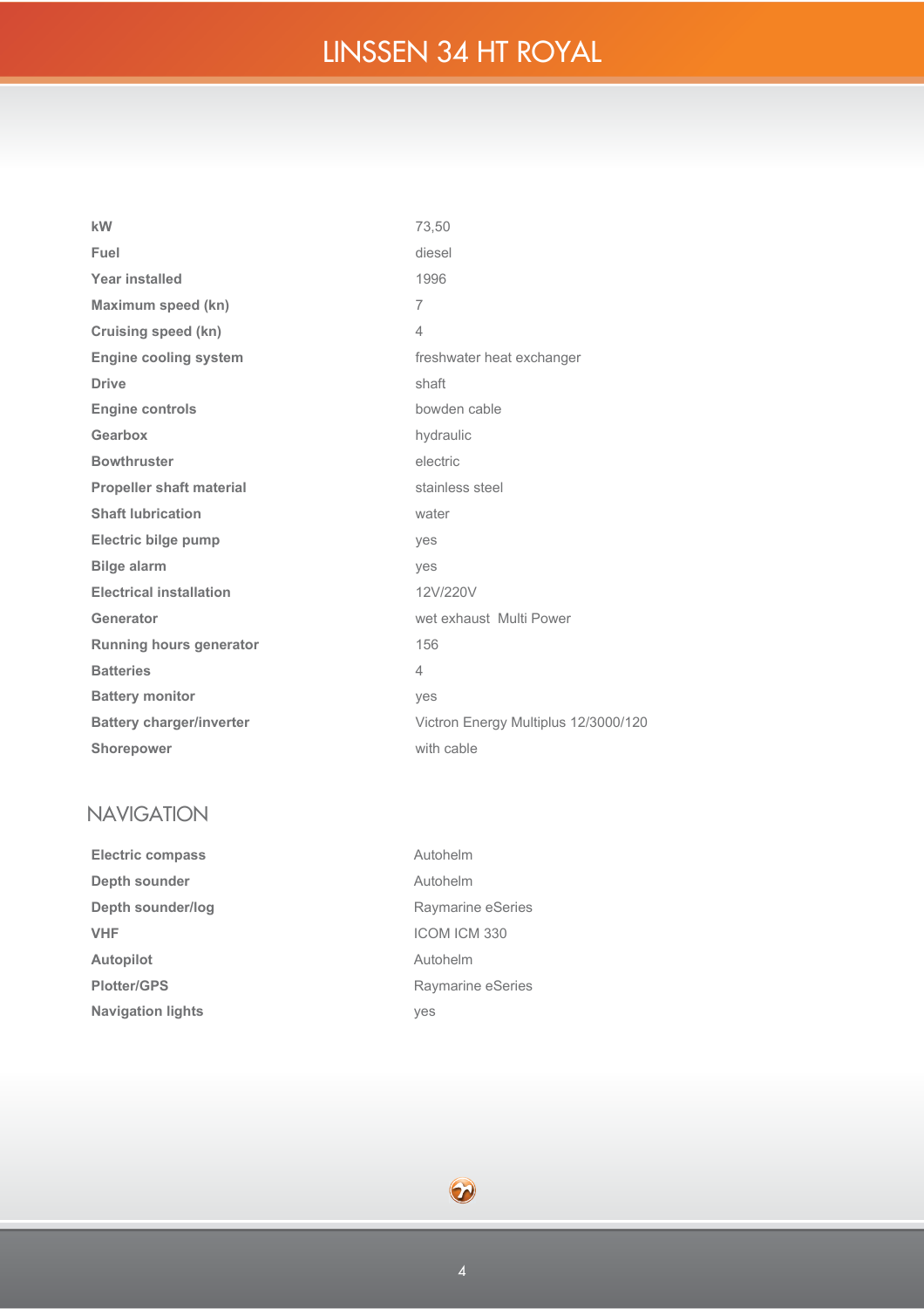| | |
|---|---|
| **kW** | 73,50 |
| **Fuel** | diesel |
| **Year installed** | 1996 |
| **Maximum speed (kn)** | 7 |
| **Cruising speed (kn)** | 4 |
| **Engine cooling system** | freshwater heat exchanger |
| **Drive** | shaft |
| **Engine controls** | bowden cable |
| **Gearbox** | hydraulic |
| **Bowthruster** | electric |
| **Propeller shaft material** | stainless steel |
| **Shaft lubrication** | water |
| **Electric bilge pump** | yes |
| **Bilge alarm** | yes |
| **Electrical installation** | 12V/220V |
| **Generator** | wet exhaust Multi Power |
| **Running hours generator** | 156 |
| **Batteries** | 4 |
| **Battery monitor** | yes |
| **Battery charger/inverter** | Victron Energy Multiplus 12/3000/120 |
| **Shorepower** | with cable |

## NAVIGATION

| | |
|---|---|
| **Electric compass** | Autohelm |
| **Depth sounder** | Autohelm |
| **Depth sounder/log** | Raymarine eSeries |
| **VHF** | ICOM ICM 330 |
| **Autopilot** | Autohelm |
| **Plotter/GPS** | Raymarine eSeries |
| **Navigation lights** | yes |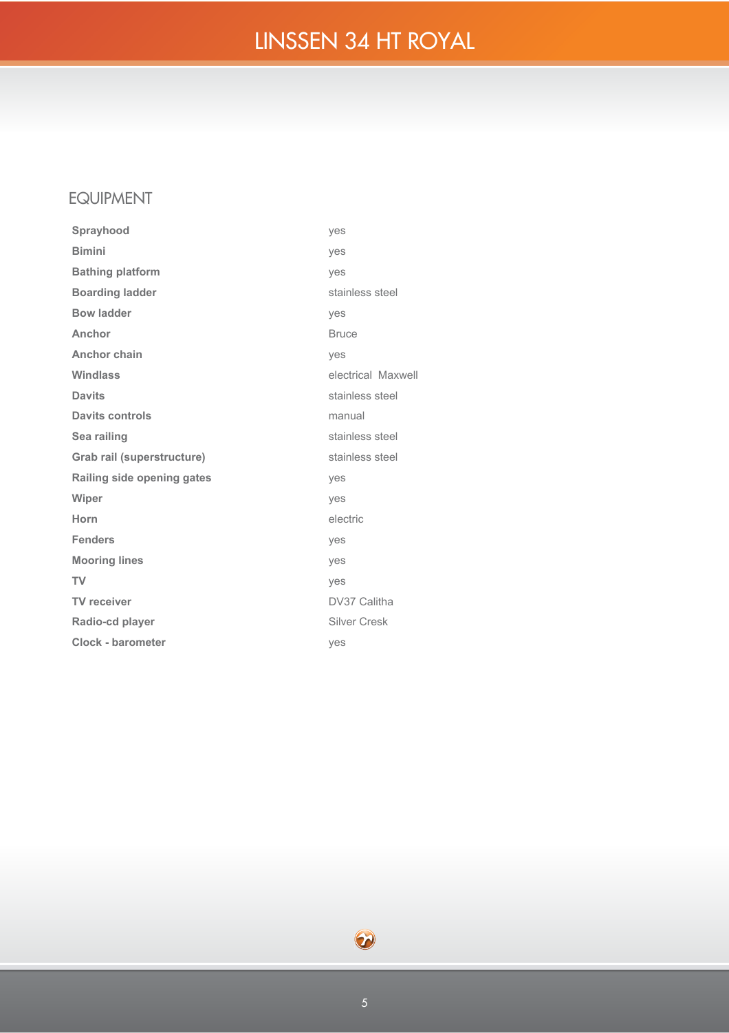# LINSSEN 34 HT ROYAL

## EQUIPMENT

| | |
|---|---|
| **Sprayhood** | yes |
| **Bimini** | yes |
| **Bathing platform** | yes |
| **Boarding ladder** | stainless steel |
| **Bow ladder** | yes |
| **Anchor** | Bruce |
| **Anchor chain** | yes |
| **Windlass** | electrical Maxwell |
| **Davits** | stainless steel |
| **Davits controls** | manual |
| **Sea railing** | stainless steel |
| **Grab rail (superstructure)** | stainless steel |
| **Railing side opening gates** | yes |
| **Wiper** | yes |
| **Horn** | electric |
| **Fenders** | yes |
| **Mooring lines** | yes |
| **TV** | yes |
| **TV receiver** | DV37 Calitha |
| **Radio-cd player** | Silver Cresk |
| **Clock - barometer** | yes |